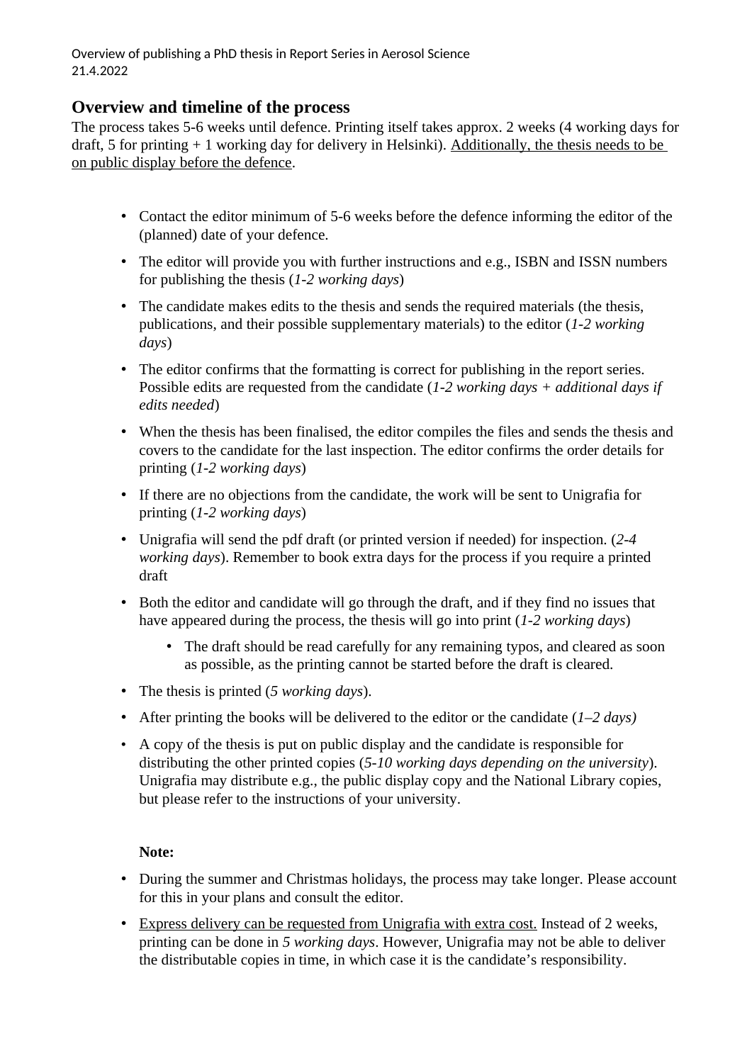Overview of publishing a PhD thesis in Report Series in Aerosol Science
21.4.2022

## Overview and timeline of the process

The process takes 5-6 weeks until defence. Printing itself takes approx. 2 weeks (4 working days for draft, 5 for printing + 1 working day for delivery in Helsinki). <u>Additionally, the thesis needs to be on public display before the defence</u>.

- Contact the editor minimum of 5-6 weeks before the defence informing the editor of the (planned) date of your defence.
- The editor will provide you with further instructions and e.g., ISBN and ISSN numbers for publishing the thesis (*1-2 working days*)
- The candidate makes edits to the thesis and sends the required materials (the thesis, publications, and their possible supplementary materials) to the editor (*1-2 working days*)
- The editor confirms that the formatting is correct for publishing in the report series. Possible edits are requested from the candidate (*1-2 working days + additional days if edits needed*)
- When the thesis has been finalised, the editor compiles the files and sends the thesis and covers to the candidate for the last inspection. The editor confirms the order details for printing (*1-2 working days*)
- If there are no objections from the candidate, the work will be sent to Unigrafia for printing (*1-2 working days*)
- Unigrafia will send the pdf draft (or printed version if needed) for inspection. (*2-4 working days*). Remember to book extra days for the process if you require a printed draft
- Both the editor and candidate will go through the draft, and if they find no issues that have appeared during the process, the thesis will go into print (*1-2 working days*)
  - The draft should be read carefully for any remaining typos, and cleared as soon as possible, as the printing cannot be started before the draft is cleared.
- The thesis is printed (*5 working days*).
- After printing the books will be delivered to the editor or the candidate (*1–2 days)*
- A copy of the thesis is put on public display and the candidate is responsible for distributing the other printed copies (*5-10 working days depending on the university*). Unigrafia may distribute e.g., the public display copy and the National Library copies, but please refer to the instructions of your university.

**Note:**

- During the summer and Christmas holidays, the process may take longer. Please account for this in your plans and consult the editor.
- <u>Express delivery can be requested from Unigrafia with extra cost.</u> Instead of 2 weeks, printing can be done in *5 working days*. However, Unigrafia may not be able to deliver the distributable copies in time, in which case it is the candidate's responsibility.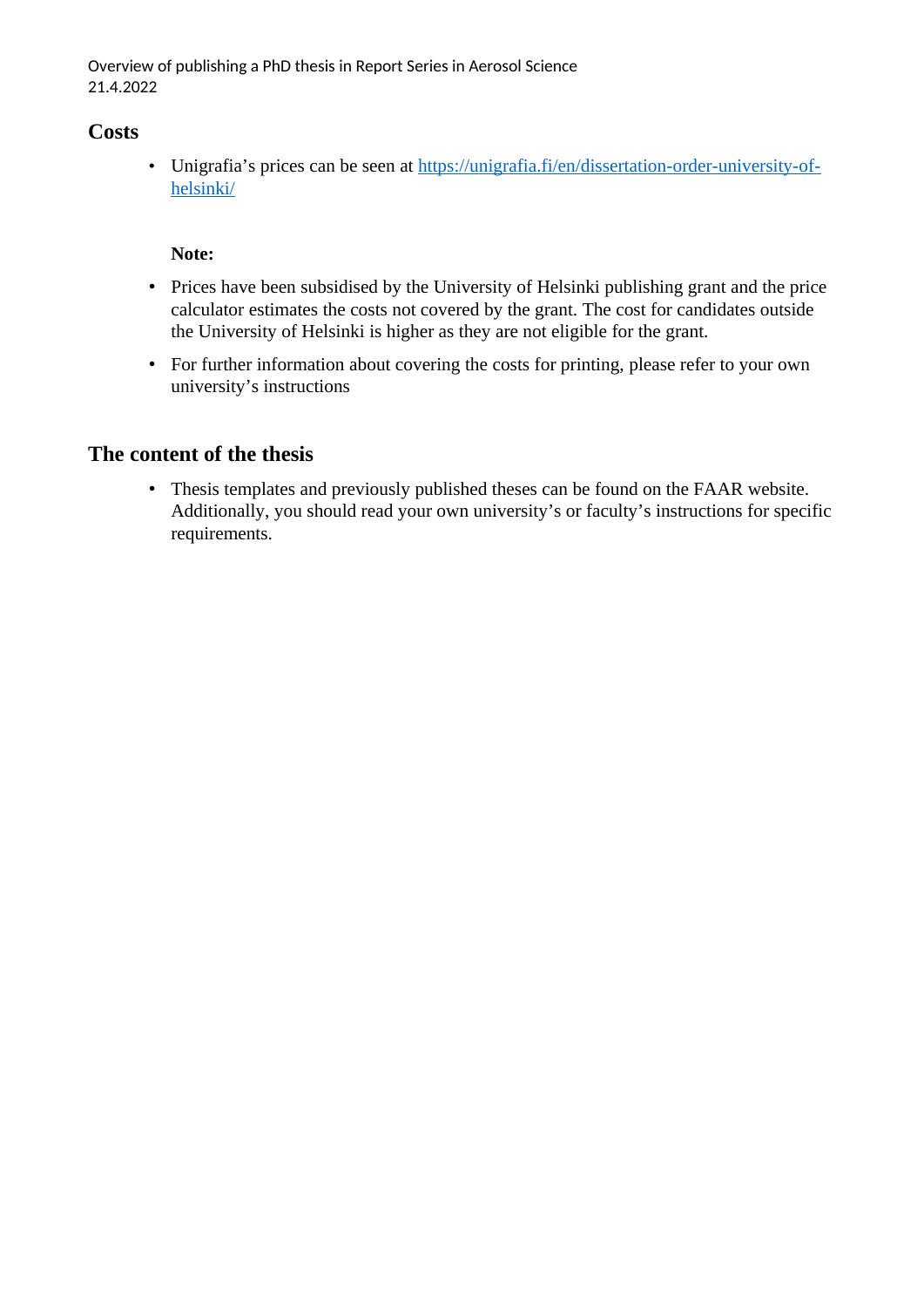## Costs

- Unigrafia's prices can be seen at [https://unigrafia.fi/en/dissertation-order-university-of-helsinki/](https://unigrafia.fi/en/dissertation-order-university-of-helsinki/)

**Note:**

- Prices have been subsidised by the University of Helsinki publishing grant and the price calculator estimates the costs not covered by the grant. The cost for candidates outside the University of Helsinki is higher as they are not eligible for the grant.
- For further information about covering the costs for printing, please refer to your own university's instructions

## The content of the thesis

- Thesis templates and previously published theses can be found on the FAAR website. Additionally, you should read your own university's or faculty's instructions for specific requirements.